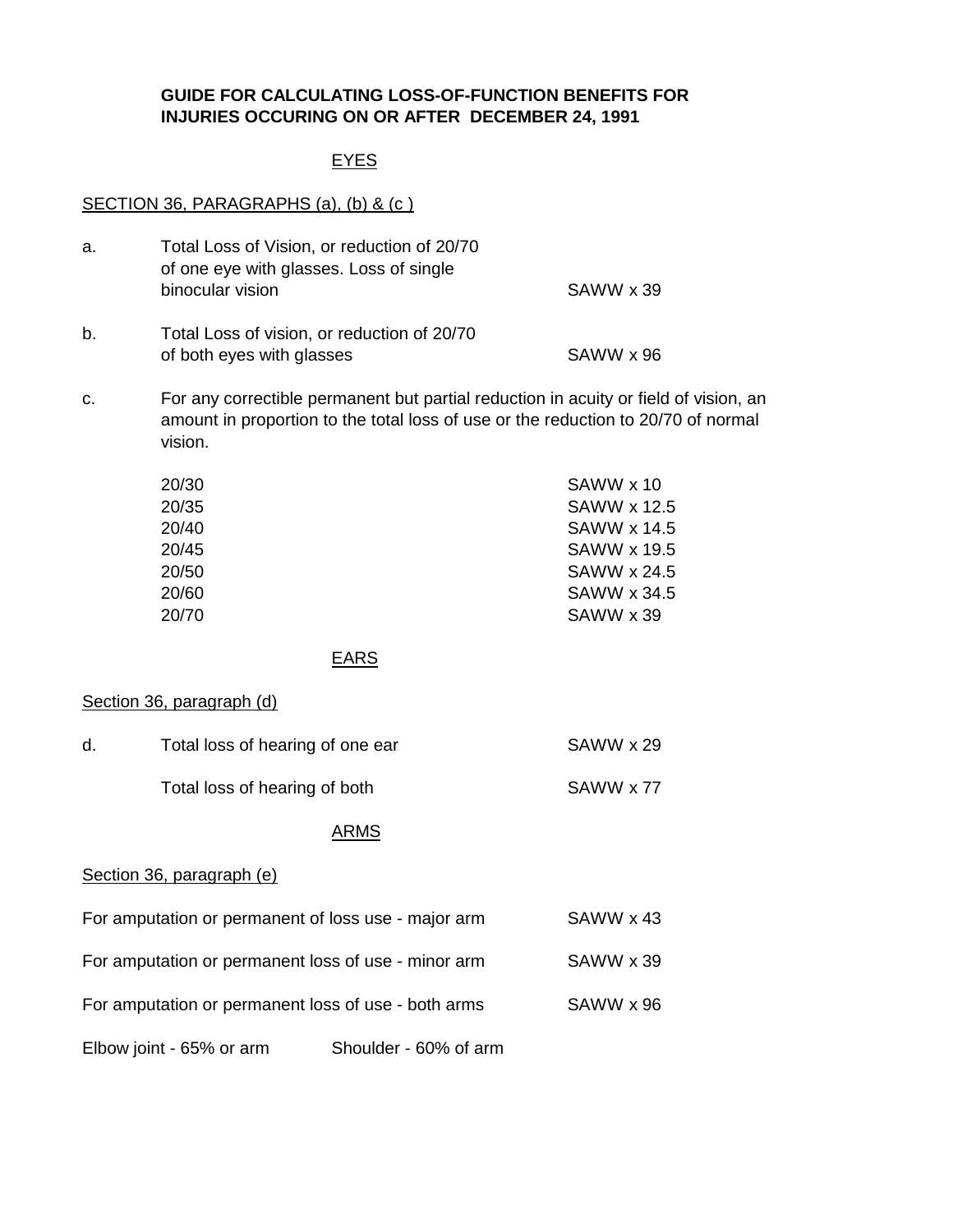# GUIDE FOR CALCULATING LOSS-OF-FUNCTION BENEFITS FOR INJURIES OCCURING ON OR AFTER DECEMBER 24, 1991

## EYES

SECTION 36, PARAGRAPHS (a), (b) & (c )

| | | |
|---|---|---|
| a. | Total Loss of Vision, or reduction of 20/70 of one eye with glasses. Loss of single binocular vision | SAWW x 39 |
| b. | Total Loss of vision, or reduction of 20/70 of both eyes with glasses | SAWW x 96 |

c. For any correctible permanent but partial reduction in acuity or field of vision, an amount in proportion to the total loss of use or the reduction to 20/70 of normal vision.

| | |
|---|---|
| 20/30 | SAWW x 10 |
| 20/35 | SAWW x 12.5 |
| 20/40 | SAWW x 14.5 |
| 20/45 | SAWW x 19.5 |
| 20/50 | SAWW x 24.5 |
| 20/60 | SAWW x 34.5 |
| 20/70 | SAWW x 39 |

## EARS

Section 36, paragraph (d)

| | | |
|---|---|---|
| d. | Total loss of hearing of one ear | SAWW x 29 |
| | Total loss of hearing of both | SAWW x 77 |

## ARMS

Section 36, paragraph (e)

| | |
|---|---|
| For amputation or permanent of loss use - major arm | SAWW x 43 |
| For amputation or permanent loss of use - minor arm | SAWW x 39 |
| For amputation or permanent loss of use - both arms | SAWW x 96 |

Elbow joint - 65% or arm    Shoulder - 60% of arm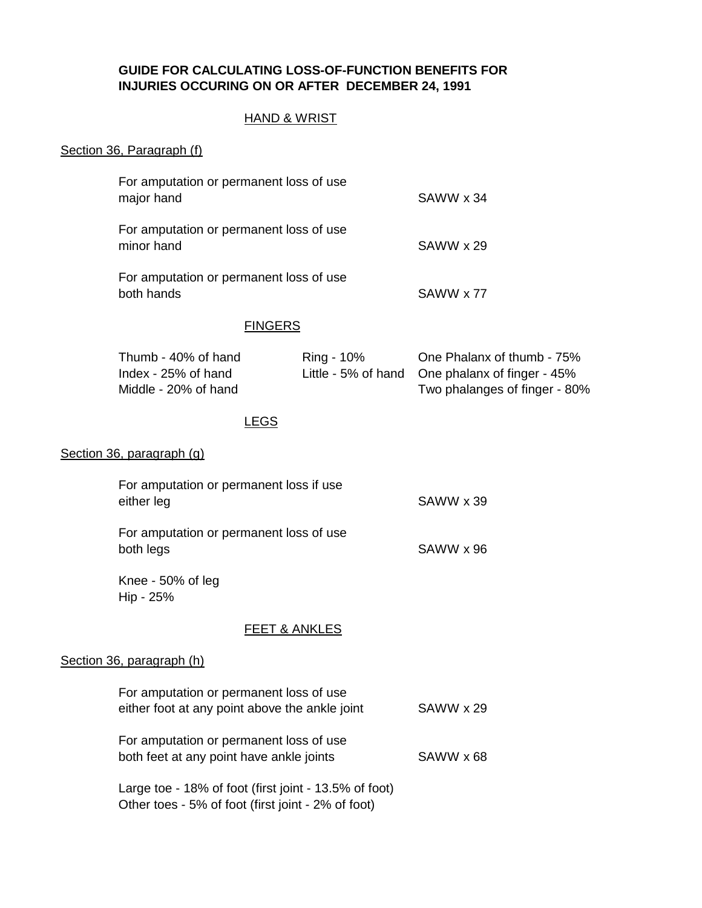**GUIDE FOR CALCULATING LOSS-OF-FUNCTION BENEFITS FOR INJURIES OCCURING ON OR AFTER DECEMBER 24, 1991**

## HAND & WRIST

Section 36, Paragraph (f)

| | |
|---|---|
| For amputation or permanent loss of use major hand | SAWW x 34 |
| For amputation or permanent loss of use minor hand | SAWW x 29 |
| For amputation or permanent loss of use both hands | SAWW x 77 |

## FINGERS

| | | |
|---|---|---|
| Thumb - 40% of hand | Ring - 10% | One Phalanx of thumb - 75% |
| Index - 25% of hand | Little - 5% of hand | One phalanx of finger - 45% |
| Middle - 20% of hand | | Two phalanges of finger - 80% |

## LEGS

Section 36, paragraph (g)

| | |
|---|---|
| For amputation or permanent loss if use either leg | SAWW x 39 |
| For amputation or permanent loss of use both legs | SAWW x 96 |

Knee - 50% of leg
Hip - 25%

## FEET & ANKLES

Section 36, paragraph (h)

| | |
|---|---|
| For amputation or permanent loss of use either foot at any point above the ankle joint | SAWW x 29 |
| For amputation or permanent loss of use both feet at any point have ankle joints | SAWW x 68 |

Large toe - 18% of foot (first joint - 13.5% of foot)
Other toes - 5% of foot (first joint - 2% of foot)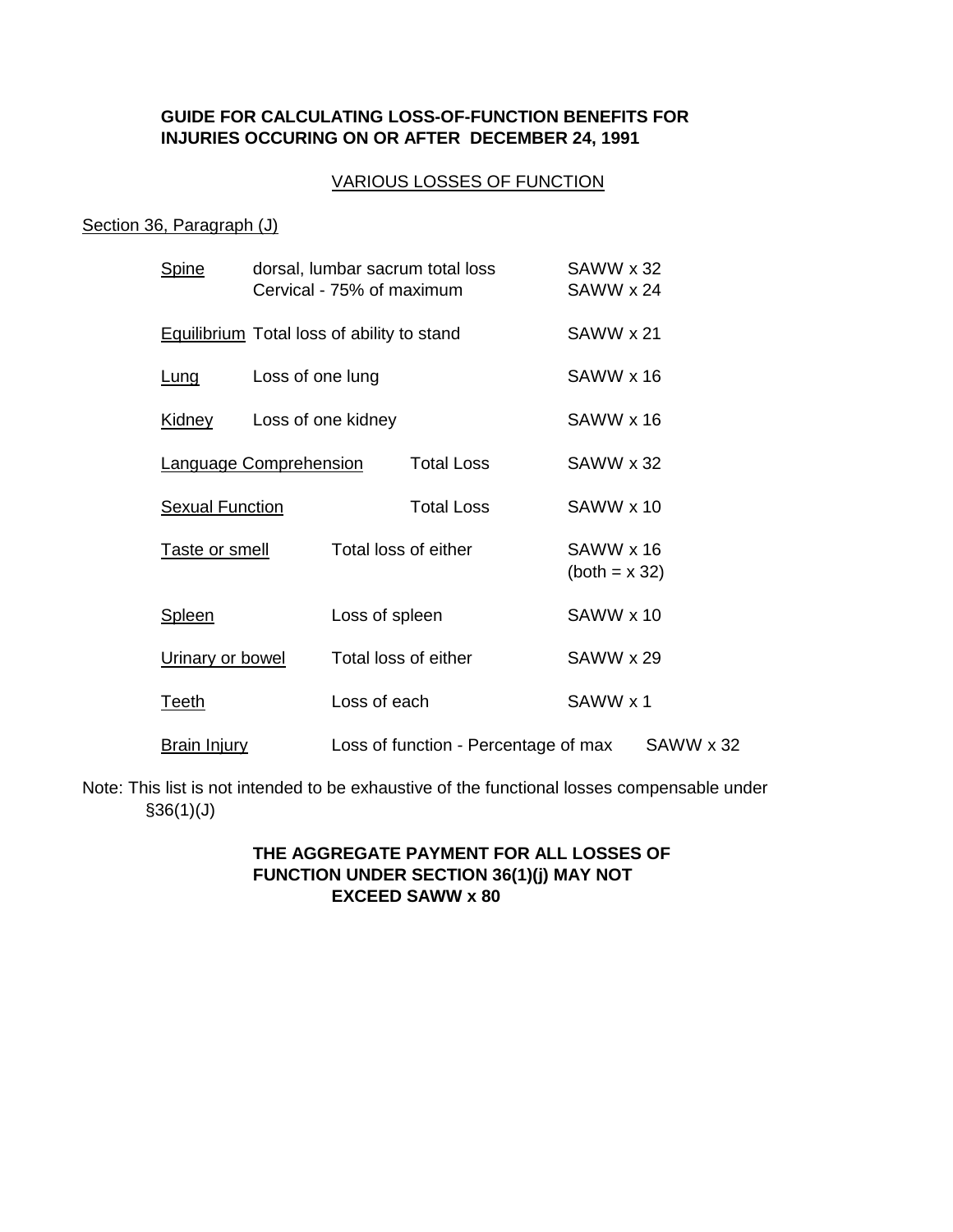**GUIDE FOR CALCULATING LOSS-OF-FUNCTION BENEFITS FOR INJURIES OCCURING ON OR AFTER DECEMBER 24, 1991**

VARIOUS LOSSES OF FUNCTION

Section 36, Paragraph (J)

| | | |
|---|---|---|
| Spine | dorsal, lumbar sacrum total loss<br>Cervical - 75% of maximum | SAWW x 32<br>SAWW x 24 |
| Equilibrium | Total loss of ability to stand | SAWW x 21 |
| Lung | Loss of one lung | SAWW x 16 |
| Kidney | Loss of one kidney | SAWW x 16 |
| Language Comprehension | Total Loss | SAWW x 32 |
| Sexual Function | Total Loss | SAWW x 10 |
| Taste or smell | Total loss of either | SAWW x 16<br>(both = x 32) |
| Spleen | Loss of spleen | SAWW x 10 |
| Urinary or bowel | Total loss of either | SAWW x 29 |
| Teeth | Loss of each | SAWW x 1 |
| Brain Injury | Loss of function - Percentage of max | SAWW x 32 |

Note: This list is not intended to be exhaustive of the functional losses compensable under §36(1)(J)

**THE AGGREGATE PAYMENT FOR ALL LOSSES OF FUNCTION UNDER SECTION 36(1)(j) MAY NOT EXCEED SAWW x 80**